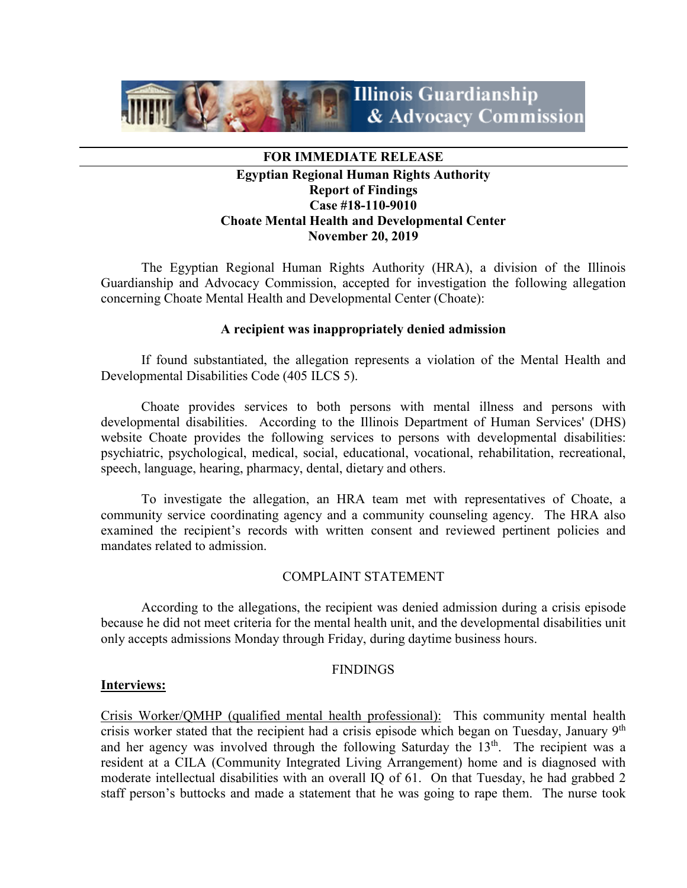Illinois Guardianship & Advocacy Commission

**FOR IMMEDIATE RELEASE**

**Egyptian Regional Human Rights Authority**
**Report of Findings**
**Case #18-110-9010**
**Choate Mental Health and Developmental Center**
**November 20, 2019**

The Egyptian Regional Human Rights Authority (HRA), a division of the Illinois Guardianship and Advocacy Commission, accepted for investigation the following allegation concerning Choate Mental Health and Developmental Center (Choate):

**A recipient was inappropriately denied admission**

If found substantiated, the allegation represents a violation of the Mental Health and Developmental Disabilities Code (405 ILCS 5).

Choate provides services to both persons with mental illness and persons with developmental disabilities. According to the Illinois Department of Human Services' (DHS) website Choate provides the following services to persons with developmental disabilities: psychiatric, psychological, medical, social, educational, vocational, rehabilitation, recreational, speech, language, hearing, pharmacy, dental, dietary and others.

To investigate the allegation, an HRA team met with representatives of Choate, a community service coordinating agency and a community counseling agency. The HRA also examined the recipient's records with written consent and reviewed pertinent policies and mandates related to admission.

COMPLAINT STATEMENT

According to the allegations, the recipient was denied admission during a crisis episode because he did not meet criteria for the mental health unit, and the developmental disabilities unit only accepts admissions Monday through Friday, during daytime business hours.

FINDINGS

**Interviews:**

Crisis Worker/QMHP (qualified mental health professional): This community mental health crisis worker stated that the recipient had a crisis episode which began on Tuesday, January 9th and her agency was involved through the following Saturday the 13th. The recipient was a resident at a CILA (Community Integrated Living Arrangement) home and is diagnosed with moderate intellectual disabilities with an overall IQ of 61. On that Tuesday, he had grabbed 2 staff person's buttocks and made a statement that he was going to rape them. The nurse took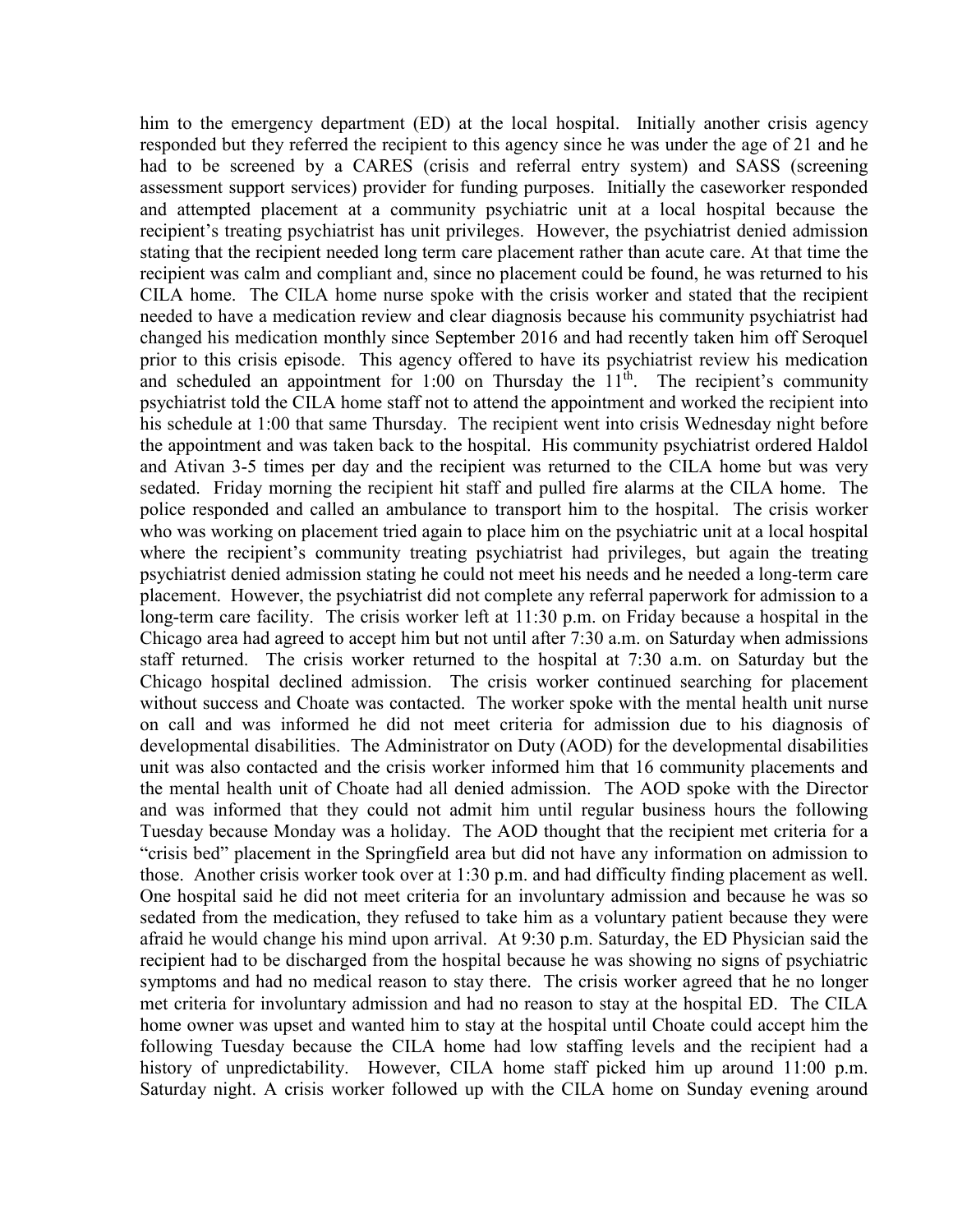him to the emergency department (ED) at the local hospital. Initially another crisis agency responded but they referred the recipient to this agency since he was under the age of 21 and he had to be screened by a CARES (crisis and referral entry system) and SASS (screening assessment support services) provider for funding purposes. Initially the caseworker responded and attempted placement at a community psychiatric unit at a local hospital because the recipient's treating psychiatrist has unit privileges. However, the psychiatrist denied admission stating that the recipient needed long term care placement rather than acute care. At that time the recipient was calm and compliant and, since no placement could be found, he was returned to his CILA home. The CILA home nurse spoke with the crisis worker and stated that the recipient needed to have a medication review and clear diagnosis because his community psychiatrist had changed his medication monthly since September 2016 and had recently taken him off Seroquel prior to this crisis episode. This agency offered to have its psychiatrist review his medication and scheduled an appointment for 1:00 on Thursday the 11th. The recipient's community psychiatrist told the CILA home staff not to attend the appointment and worked the recipient into his schedule at 1:00 that same Thursday. The recipient went into crisis Wednesday night before the appointment and was taken back to the hospital. His community psychiatrist ordered Haldol and Ativan 3-5 times per day and the recipient was returned to the CILA home but was very sedated. Friday morning the recipient hit staff and pulled fire alarms at the CILA home. The police responded and called an ambulance to transport him to the hospital. The crisis worker who was working on placement tried again to place him on the psychiatric unit at a local hospital where the recipient's community treating psychiatrist had privileges, but again the treating psychiatrist denied admission stating he could not meet his needs and he needed a long-term care placement. However, the psychiatrist did not complete any referral paperwork for admission to a long-term care facility. The crisis worker left at 11:30 p.m. on Friday because a hospital in the Chicago area had agreed to accept him but not until after 7:30 a.m. on Saturday when admissions staff returned. The crisis worker returned to the hospital at 7:30 a.m. on Saturday but the Chicago hospital declined admission. The crisis worker continued searching for placement without success and Choate was contacted. The worker spoke with the mental health unit nurse on call and was informed he did not meet criteria for admission due to his diagnosis of developmental disabilities. The Administrator on Duty (AOD) for the developmental disabilities unit was also contacted and the crisis worker informed him that 16 community placements and the mental health unit of Choate had all denied admission. The AOD spoke with the Director and was informed that they could not admit him until regular business hours the following Tuesday because Monday was a holiday. The AOD thought that the recipient met criteria for a "crisis bed" placement in the Springfield area but did not have any information on admission to those. Another crisis worker took over at 1:30 p.m. and had difficulty finding placement as well. One hospital said he did not meet criteria for an involuntary admission and because he was so sedated from the medication, they refused to take him as a voluntary patient because they were afraid he would change his mind upon arrival. At 9:30 p.m. Saturday, the ED Physician said the recipient had to be discharged from the hospital because he was showing no signs of psychiatric symptoms and had no medical reason to stay there. The crisis worker agreed that he no longer met criteria for involuntary admission and had no reason to stay at the hospital ED. The CILA home owner was upset and wanted him to stay at the hospital until Choate could accept him the following Tuesday because the CILA home had low staffing levels and the recipient had a history of unpredictability. However, CILA home staff picked him up around 11:00 p.m. Saturday night. A crisis worker followed up with the CILA home on Sunday evening around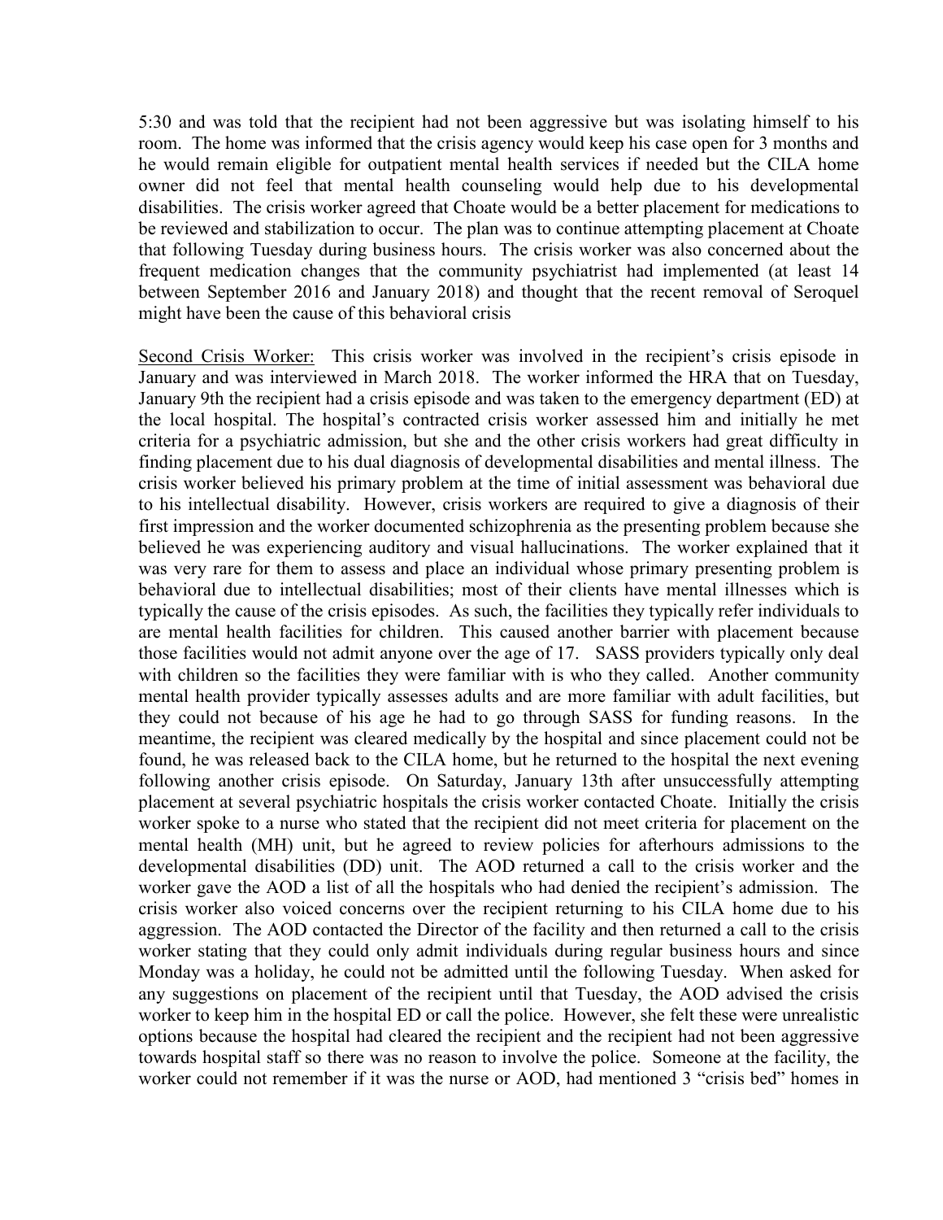5:30 and was told that the recipient had not been aggressive but was isolating himself to his room. The home was informed that the crisis agency would keep his case open for 3 months and he would remain eligible for outpatient mental health services if needed but the CILA home owner did not feel that mental health counseling would help due to his developmental disabilities. The crisis worker agreed that Choate would be a better placement for medications to be reviewed and stabilization to occur. The plan was to continue attempting placement at Choate that following Tuesday during business hours. The crisis worker was also concerned about the frequent medication changes that the community psychiatrist had implemented (at least 14 between September 2016 and January 2018) and thought that the recent removal of Seroquel might have been the cause of this behavioral crisis

<u>Second Crisis Worker:</u> This crisis worker was involved in the recipient's crisis episode in January and was interviewed in March 2018. The worker informed the HRA that on Tuesday, January 9th the recipient had a crisis episode and was taken to the emergency department (ED) at the local hospital. The hospital's contracted crisis worker assessed him and initially he met criteria for a psychiatric admission, but she and the other crisis workers had great difficulty in finding placement due to his dual diagnosis of developmental disabilities and mental illness. The crisis worker believed his primary problem at the time of initial assessment was behavioral due to his intellectual disability. However, crisis workers are required to give a diagnosis of their first impression and the worker documented schizophrenia as the presenting problem because she believed he was experiencing auditory and visual hallucinations. The worker explained that it was very rare for them to assess and place an individual whose primary presenting problem is behavioral due to intellectual disabilities; most of their clients have mental illnesses which is typically the cause of the crisis episodes. As such, the facilities they typically refer individuals to are mental health facilities for children. This caused another barrier with placement because those facilities would not admit anyone over the age of 17. SASS providers typically only deal with children so the facilities they were familiar with is who they called. Another community mental health provider typically assesses adults and are more familiar with adult facilities, but they could not because of his age he had to go through SASS for funding reasons. In the meantime, the recipient was cleared medically by the hospital and since placement could not be found, he was released back to the CILA home, but he returned to the hospital the next evening following another crisis episode. On Saturday, January 13th after unsuccessfully attempting placement at several psychiatric hospitals the crisis worker contacted Choate. Initially the crisis worker spoke to a nurse who stated that the recipient did not meet criteria for placement on the mental health (MH) unit, but he agreed to review policies for afterhours admissions to the developmental disabilities (DD) unit. The AOD returned a call to the crisis worker and the worker gave the AOD a list of all the hospitals who had denied the recipient's admission. The crisis worker also voiced concerns over the recipient returning to his CILA home due to his aggression. The AOD contacted the Director of the facility and then returned a call to the crisis worker stating that they could only admit individuals during regular business hours and since Monday was a holiday, he could not be admitted until the following Tuesday. When asked for any suggestions on placement of the recipient until that Tuesday, the AOD advised the crisis worker to keep him in the hospital ED or call the police. However, she felt these were unrealistic options because the hospital had cleared the recipient and the recipient had not been aggressive towards hospital staff so there was no reason to involve the police. Someone at the facility, the worker could not remember if it was the nurse or AOD, had mentioned 3 "crisis bed" homes in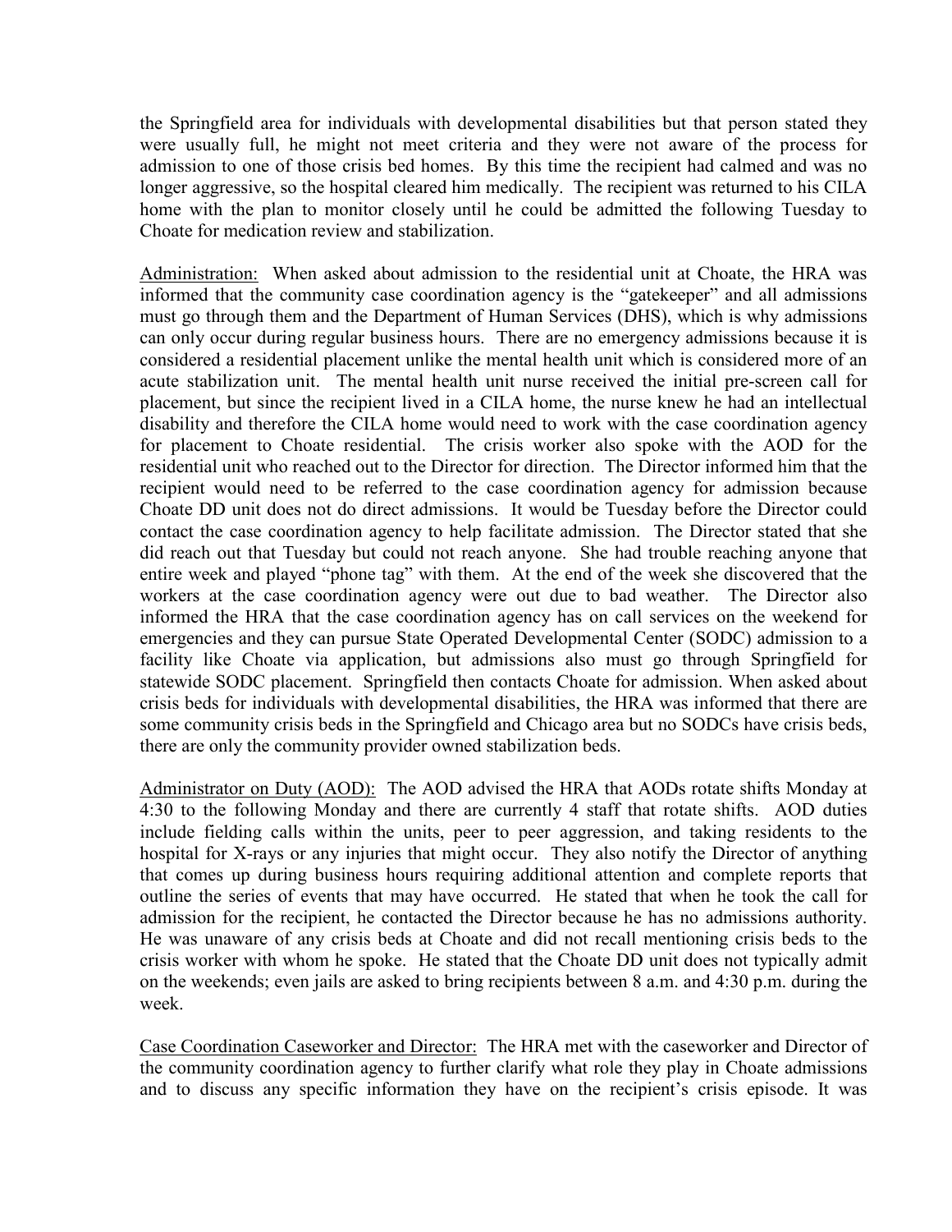the Springfield area for individuals with developmental disabilities but that person stated they were usually full, he might not meet criteria and they were not aware of the process for admission to one of those crisis bed homes. By this time the recipient had calmed and was no longer aggressive, so the hospital cleared him medically. The recipient was returned to his CILA home with the plan to monitor closely until he could be admitted the following Tuesday to Choate for medication review and stabilization.

Administration: When asked about admission to the residential unit at Choate, the HRA was informed that the community case coordination agency is the "gatekeeper" and all admissions must go through them and the Department of Human Services (DHS), which is why admissions can only occur during regular business hours. There are no emergency admissions because it is considered a residential placement unlike the mental health unit which is considered more of an acute stabilization unit. The mental health unit nurse received the initial pre-screen call for placement, but since the recipient lived in a CILA home, the nurse knew he had an intellectual disability and therefore the CILA home would need to work with the case coordination agency for placement to Choate residential. The crisis worker also spoke with the AOD for the residential unit who reached out to the Director for direction. The Director informed him that the recipient would need to be referred to the case coordination agency for admission because Choate DD unit does not do direct admissions. It would be Tuesday before the Director could contact the case coordination agency to help facilitate admission. The Director stated that she did reach out that Tuesday but could not reach anyone. She had trouble reaching anyone that entire week and played "phone tag" with them. At the end of the week she discovered that the workers at the case coordination agency were out due to bad weather. The Director also informed the HRA that the case coordination agency has on call services on the weekend for emergencies and they can pursue State Operated Developmental Center (SODC) admission to a facility like Choate via application, but admissions also must go through Springfield for statewide SODC placement. Springfield then contacts Choate for admission. When asked about crisis beds for individuals with developmental disabilities, the HRA was informed that there are some community crisis beds in the Springfield and Chicago area but no SODCs have crisis beds, there are only the community provider owned stabilization beds.

Administrator on Duty (AOD): The AOD advised the HRA that AODs rotate shifts Monday at 4:30 to the following Monday and there are currently 4 staff that rotate shifts. AOD duties include fielding calls within the units, peer to peer aggression, and taking residents to the hospital for X-rays or any injuries that might occur. They also notify the Director of anything that comes up during business hours requiring additional attention and complete reports that outline the series of events that may have occurred. He stated that when he took the call for admission for the recipient, he contacted the Director because he has no admissions authority. He was unaware of any crisis beds at Choate and did not recall mentioning crisis beds to the crisis worker with whom he spoke. He stated that the Choate DD unit does not typically admit on the weekends; even jails are asked to bring recipients between 8 a.m. and 4:30 p.m. during the week.

Case Coordination Caseworker and Director: The HRA met with the caseworker and Director of the community coordination agency to further clarify what role they play in Choate admissions and to discuss any specific information they have on the recipient's crisis episode. It was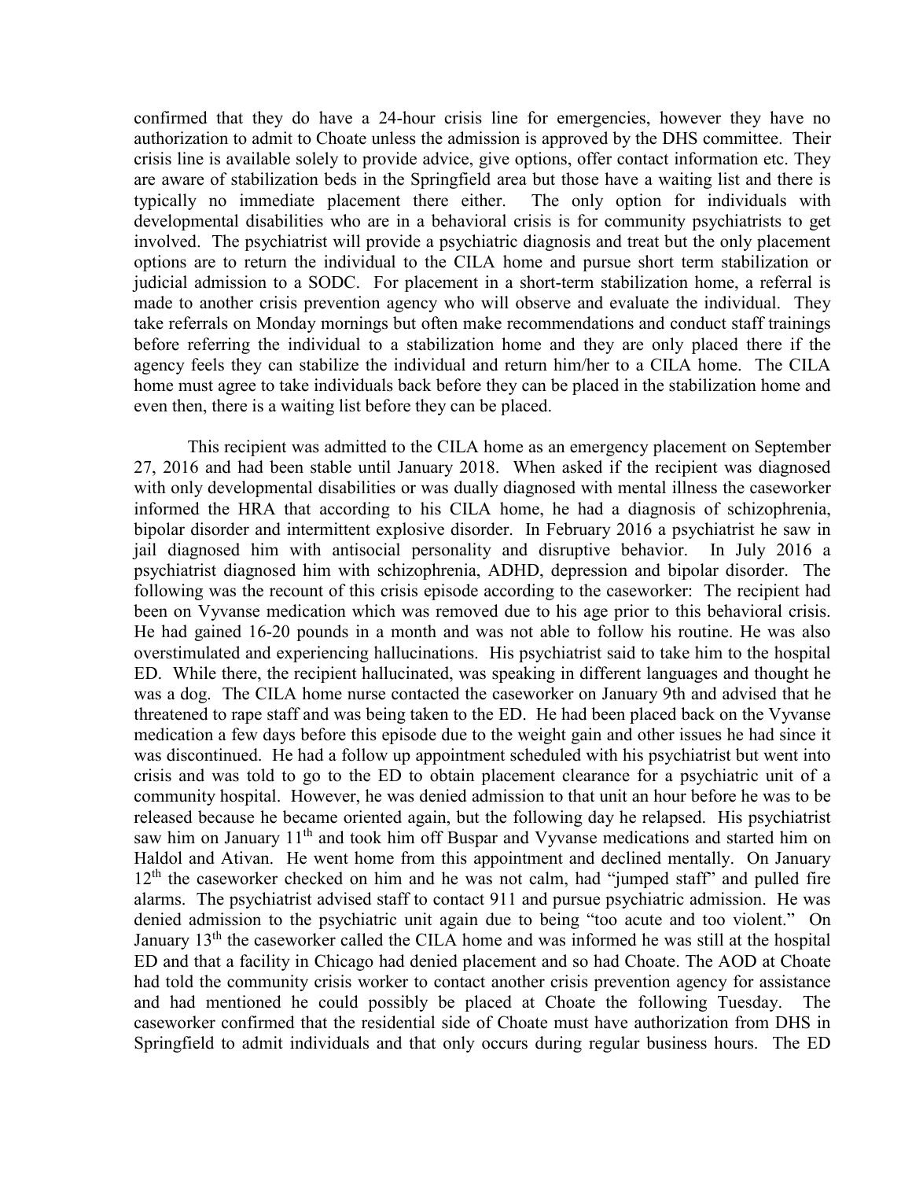confirmed that they do have a 24-hour crisis line for emergencies, however they have no authorization to admit to Choate unless the admission is approved by the DHS committee. Their crisis line is available solely to provide advice, give options, offer contact information etc. They are aware of stabilization beds in the Springfield area but those have a waiting list and there is typically no immediate placement there either. The only option for individuals with developmental disabilities who are in a behavioral crisis is for community psychiatrists to get involved. The psychiatrist will provide a psychiatric diagnosis and treat but the only placement options are to return the individual to the CILA home and pursue short term stabilization or judicial admission to a SODC. For placement in a short-term stabilization home, a referral is made to another crisis prevention agency who will observe and evaluate the individual. They take referrals on Monday mornings but often make recommendations and conduct staff trainings before referring the individual to a stabilization home and they are only placed there if the agency feels they can stabilize the individual and return him/her to a CILA home. The CILA home must agree to take individuals back before they can be placed in the stabilization home and even then, there is a waiting list before they can be placed.

This recipient was admitted to the CILA home as an emergency placement on September 27, 2016 and had been stable until January 2018. When asked if the recipient was diagnosed with only developmental disabilities or was dually diagnosed with mental illness the caseworker informed the HRA that according to his CILA home, he had a diagnosis of schizophrenia, bipolar disorder and intermittent explosive disorder. In February 2016 a psychiatrist he saw in jail diagnosed him with antisocial personality and disruptive behavior. In July 2016 a psychiatrist diagnosed him with schizophrenia, ADHD, depression and bipolar disorder. The following was the recount of this crisis episode according to the caseworker: The recipient had been on Vyvanse medication which was removed due to his age prior to this behavioral crisis. He had gained 16-20 pounds in a month and was not able to follow his routine. He was also overstimulated and experiencing hallucinations. His psychiatrist said to take him to the hospital ED. While there, the recipient hallucinated, was speaking in different languages and thought he was a dog. The CILA home nurse contacted the caseworker on January 9th and advised that he threatened to rape staff and was being taken to the ED. He had been placed back on the Vyvanse medication a few days before this episode due to the weight gain and other issues he had since it was discontinued. He had a follow up appointment scheduled with his psychiatrist but went into crisis and was told to go to the ED to obtain placement clearance for a psychiatric unit of a community hospital. However, he was denied admission to that unit an hour before he was to be released because he became oriented again, but the following day he relapsed. His psychiatrist saw him on January 11th and took him off Buspar and Vyvanse medications and started him on Haldol and Ativan. He went home from this appointment and declined mentally. On January 12th the caseworker checked on him and he was not calm, had "jumped staff" and pulled fire alarms. The psychiatrist advised staff to contact 911 and pursue psychiatric admission. He was denied admission to the psychiatric unit again due to being "too acute and too violent." On January 13th the caseworker called the CILA home and was informed he was still at the hospital ED and that a facility in Chicago had denied placement and so had Choate. The AOD at Choate had told the community crisis worker to contact another crisis prevention agency for assistance and had mentioned he could possibly be placed at Choate the following Tuesday. The caseworker confirmed that the residential side of Choate must have authorization from DHS in Springfield to admit individuals and that only occurs during regular business hours. The ED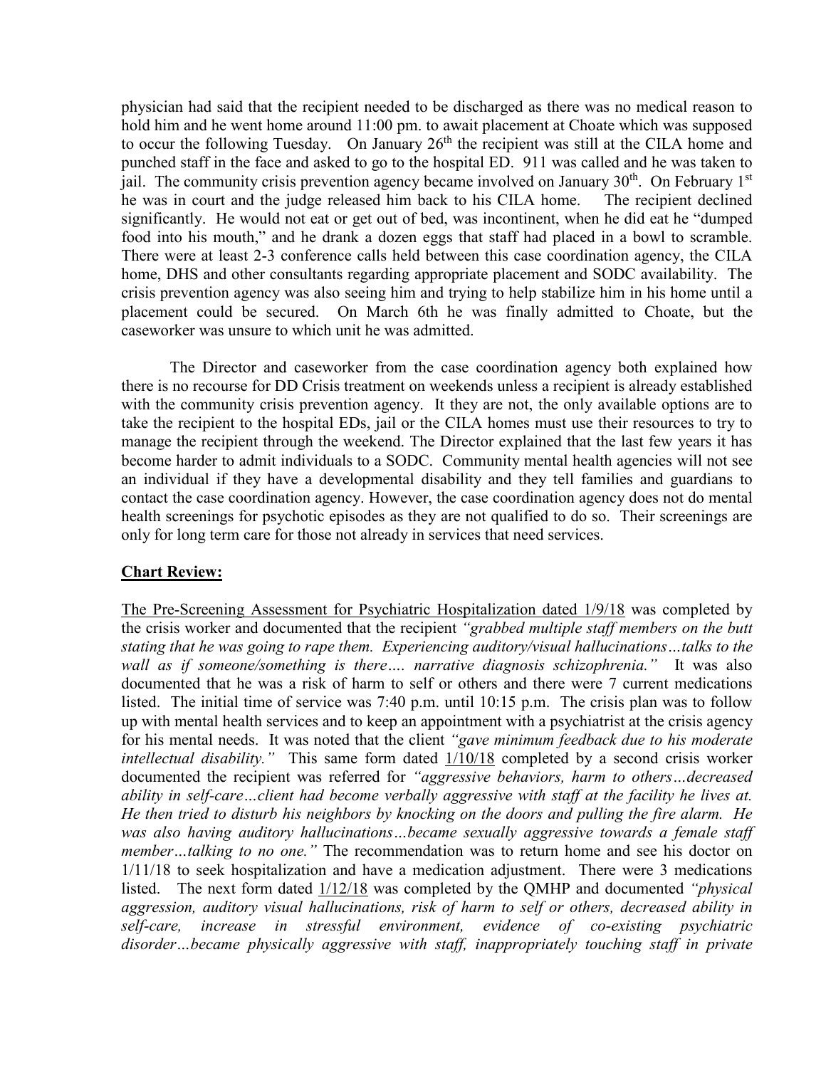physician had said that the recipient needed to be discharged as there was no medical reason to hold him and he went home around 11:00 pm. to await placement at Choate which was supposed to occur the following Tuesday. On January 26th the recipient was still at the CILA home and punched staff in the face and asked to go to the hospital ED. 911 was called and he was taken to jail. The community crisis prevention agency became involved on January 30th. On February 1st he was in court and the judge released him back to his CILA home. The recipient declined significantly. He would not eat or get out of bed, was incontinent, when he did eat he "dumped food into his mouth," and he drank a dozen eggs that staff had placed in a bowl to scramble. There were at least 2-3 conference calls held between this case coordination agency, the CILA home, DHS and other consultants regarding appropriate placement and SODC availability. The crisis prevention agency was also seeing him and trying to help stabilize him in his home until a placement could be secured. On March 6th he was finally admitted to Choate, but the caseworker was unsure to which unit he was admitted.

The Director and caseworker from the case coordination agency both explained how there is no recourse for DD Crisis treatment on weekends unless a recipient is already established with the community crisis prevention agency. It they are not, the only available options are to take the recipient to the hospital EDs, jail or the CILA homes must use their resources to try to manage the recipient through the weekend. The Director explained that the last few years it has become harder to admit individuals to a SODC. Community mental health agencies will not see an individual if they have a developmental disability and they tell families and guardians to contact the case coordination agency. However, the case coordination agency does not do mental health screenings for psychotic episodes as they are not qualified to do so. Their screenings are only for long term care for those not already in services that need services.

**Chart Review:**

The Pre-Screening Assessment for Psychiatric Hospitalization dated 1/9/18 was completed by the crisis worker and documented that the recipient *"grabbed multiple staff members on the butt stating that he was going to rape them. Experiencing auditory/visual hallucinations…talks to the wall as if someone/something is there…. narrative diagnosis schizophrenia."* It was also documented that he was a risk of harm to self or others and there were 7 current medications listed. The initial time of service was 7:40 p.m. until 10:15 p.m. The crisis plan was to follow up with mental health services and to keep an appointment with a psychiatrist at the crisis agency for his mental needs. It was noted that the client *"gave minimum feedback due to his moderate intellectual disability."* This same form dated 1/10/18 completed by a second crisis worker documented the recipient was referred for *"aggressive behaviors, harm to others…decreased ability in self-care…client had become verbally aggressive with staff at the facility he lives at. He then tried to disturb his neighbors by knocking on the doors and pulling the fire alarm. He was also having auditory hallucinations…became sexually aggressive towards a female staff member…talking to no one."* The recommendation was to return home and see his doctor on 1/11/18 to seek hospitalization and have a medication adjustment. There were 3 medications listed. The next form dated 1/12/18 was completed by the QMHP and documented *"physical aggression, auditory visual hallucinations, risk of harm to self or others, decreased ability in self-care, increase in stressful environment, evidence of co-existing psychiatric disorder…became physically aggressive with staff, inappropriately touching staff in private*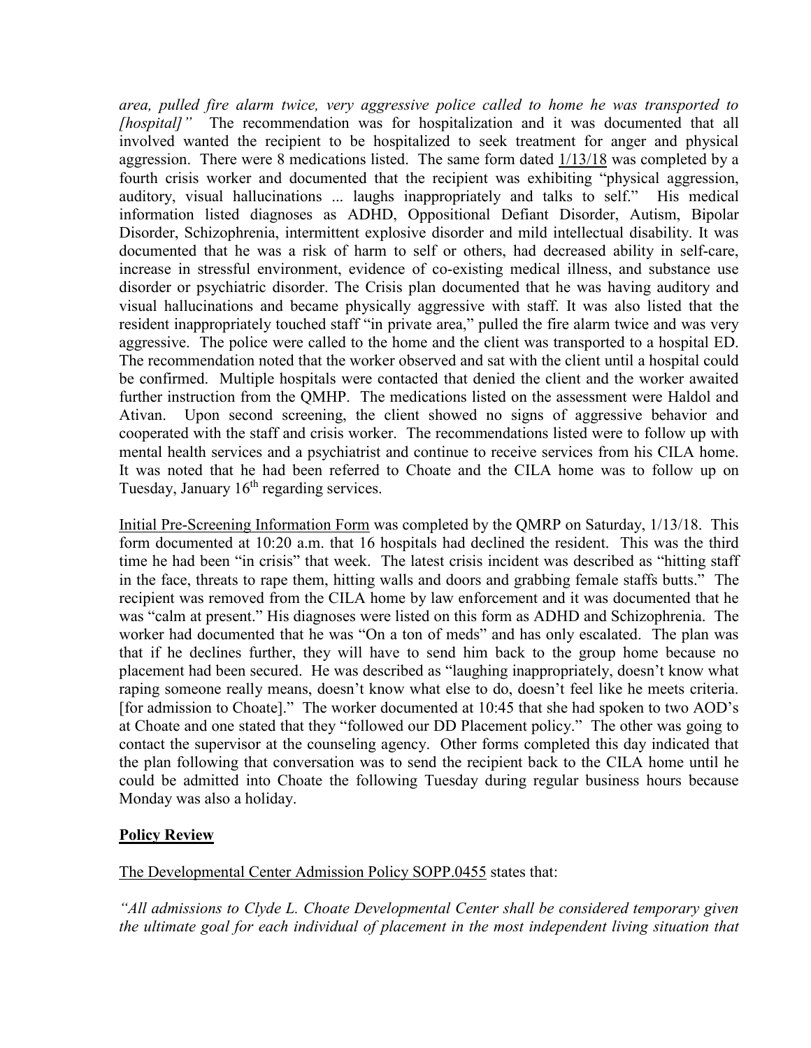*area, pulled fire alarm twice, very aggressive police called to home he was transported to [hospital]"* The recommendation was for hospitalization and it was documented that all involved wanted the recipient to be hospitalized to seek treatment for anger and physical aggression. There were 8 medications listed. The same form dated 1/13/18 was completed by a fourth crisis worker and documented that the recipient was exhibiting "physical aggression, auditory, visual hallucinations ... laughs inappropriately and talks to self." His medical information listed diagnoses as ADHD, Oppositional Defiant Disorder, Autism, Bipolar Disorder, Schizophrenia, intermittent explosive disorder and mild intellectual disability. It was documented that he was a risk of harm to self or others, had decreased ability in self-care, increase in stressful environment, evidence of co-existing medical illness, and substance use disorder or psychiatric disorder. The Crisis plan documented that he was having auditory and visual hallucinations and became physically aggressive with staff. It was also listed that the resident inappropriately touched staff "in private area," pulled the fire alarm twice and was very aggressive. The police were called to the home and the client was transported to a hospital ED. The recommendation noted that the worker observed and sat with the client until a hospital could be confirmed. Multiple hospitals were contacted that denied the client and the worker awaited further instruction from the QMHP. The medications listed on the assessment were Haldol and Ativan. Upon second screening, the client showed no signs of aggressive behavior and cooperated with the staff and crisis worker. The recommendations listed were to follow up with mental health services and a psychiatrist and continue to receive services from his CILA home. It was noted that he had been referred to Choate and the CILA home was to follow up on Tuesday, January 16th regarding services.

Initial Pre-Screening Information Form was completed by the QMRP on Saturday, 1/13/18. This form documented at 10:20 a.m. that 16 hospitals had declined the resident. This was the third time he had been "in crisis" that week. The latest crisis incident was described as "hitting staff in the face, threats to rape them, hitting walls and doors and grabbing female staffs butts." The recipient was removed from the CILA home by law enforcement and it was documented that he was "calm at present." His diagnoses were listed on this form as ADHD and Schizophrenia. The worker had documented that he was "On a ton of meds" and has only escalated. The plan was that if he declines further, they will have to send him back to the group home because no placement had been secured. He was described as "laughing inappropriately, doesn't know what raping someone really means, doesn't know what else to do, doesn't feel like he meets criteria. [for admission to Choate]." The worker documented at 10:45 that she had spoken to two AOD's at Choate and one stated that they "followed our DD Placement policy." The other was going to contact the supervisor at the counseling agency. Other forms completed this day indicated that the plan following that conversation was to send the recipient back to the CILA home until he could be admitted into Choate the following Tuesday during regular business hours because Monday was also a holiday.

**Policy Review**

The Developmental Center Admission Policy SOPP.0455 states that:

*"All admissions to Clyde L. Choate Developmental Center shall be considered temporary given the ultimate goal for each individual of placement in the most independent living situation that*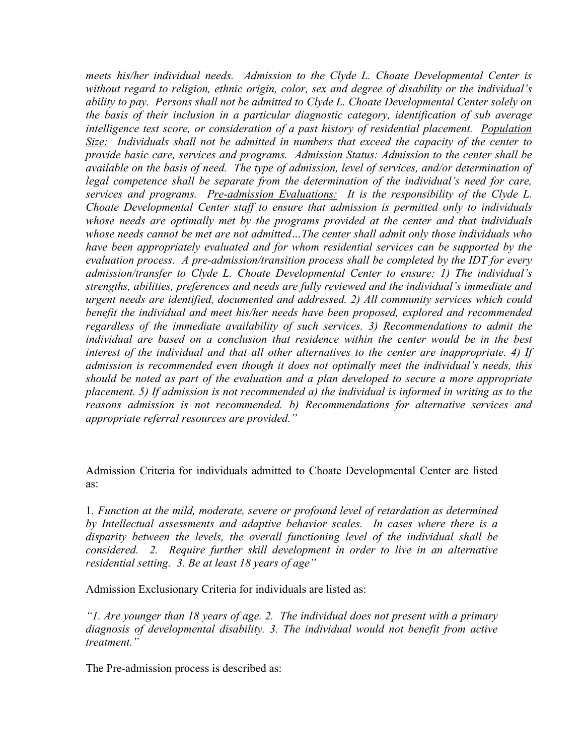*meets his/her individual needs. Admission to the Clyde L. Choate Developmental Center is without regard to religion, ethnic origin, color, sex and degree of disability or the individual's ability to pay. Persons shall not be admitted to Clyde L. Choate Developmental Center solely on the basis of their inclusion in a particular diagnostic category, identification of sub average intelligence test score, or consideration of a past history of residential placement.* <u>*Population Size:*</u> *Individuals shall not be admitted in numbers that exceed the capacity of the center to provide basic care, services and programs.* <u>*Admission Status:*</u> *Admission to the center shall be available on the basis of need. The type of admission, level of services, and/or determination of legal competence shall be separate from the determination of the individual's need for care, services and programs.* <u>*Pre-admission Evaluations:*</u> *It is the responsibility of the Clyde L. Choate Developmental Center staff to ensure that admission is permitted only to individuals whose needs are optimally met by the programs provided at the center and that individuals whose needs cannot be met are not admitted…The center shall admit only those individuals who have been appropriately evaluated and for whom residential services can be supported by the evaluation process. A pre-admission/transition process shall be completed by the IDT for every admission/transfer to Clyde L. Choate Developmental Center to ensure: 1) The individual's strengths, abilities, preferences and needs are fully reviewed and the individual's immediate and urgent needs are identified, documented and addressed. 2) All community services which could benefit the individual and meet his/her needs have been proposed, explored and recommended regardless of the immediate availability of such services. 3) Recommendations to admit the individual are based on a conclusion that residence within the center would be in the best interest of the individual and that all other alternatives to the center are inappropriate. 4) If admission is recommended even though it does not optimally meet the individual's needs, this should be noted as part of the evaluation and a plan developed to secure a more appropriate placement. 5) If admission is not recommended a) the individual is informed in writing as to the reasons admission is not recommended. b) Recommendations for alternative services and appropriate referral resources are provided."*

Admission Criteria for individuals admitted to Choate Developmental Center are listed as:

1. *Function at the mild, moderate, severe or profound level of retardation as determined by Intellectual assessments and adaptive behavior scales. In cases where there is a disparity between the levels, the overall functioning level of the individual shall be considered. 2. Require further skill development in order to live in an alternative residential setting. 3. Be at least 18 years of age"*

Admission Exclusionary Criteria for individuals are listed as:

*"1. Are younger than 18 years of age. 2. The individual does not present with a primary diagnosis of developmental disability. 3. The individual would not benefit from active treatment."*

The Pre-admission process is described as: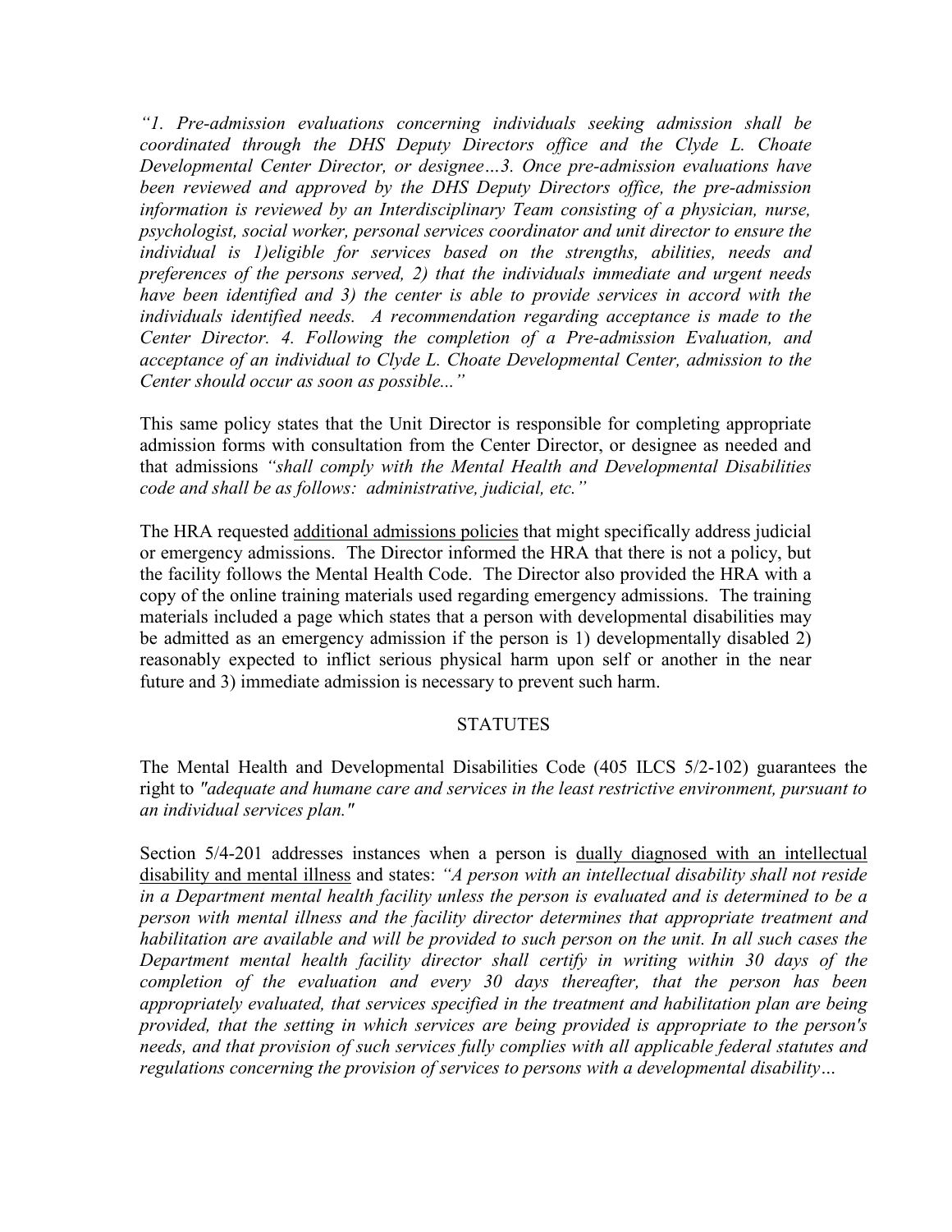*"1. Pre-admission evaluations concerning individuals seeking admission shall be coordinated through the DHS Deputy Directors office and the Clyde L. Choate Developmental Center Director, or designee…3. Once pre-admission evaluations have been reviewed and approved by the DHS Deputy Directors office, the pre-admission information is reviewed by an Interdisciplinary Team consisting of a physician, nurse, psychologist, social worker, personal services coordinator and unit director to ensure the individual is 1)eligible for services based on the strengths, abilities, needs and preferences of the persons served, 2) that the individuals immediate and urgent needs have been identified and 3) the center is able to provide services in accord with the individuals identified needs. A recommendation regarding acceptance is made to the Center Director. 4. Following the completion of a Pre-admission Evaluation, and acceptance of an individual to Clyde L. Choate Developmental Center, admission to the Center should occur as soon as possible..."*

This same policy states that the Unit Director is responsible for completing appropriate admission forms with consultation from the Center Director, or designee as needed and that admissions *"shall comply with the Mental Health and Developmental Disabilities code and shall be as follows: administrative, judicial, etc."*

The HRA requested <u>additional admissions policies</u> that might specifically address judicial or emergency admissions. The Director informed the HRA that there is not a policy, but the facility follows the Mental Health Code. The Director also provided the HRA with a copy of the online training materials used regarding emergency admissions. The training materials included a page which states that a person with developmental disabilities may be admitted as an emergency admission if the person is 1) developmentally disabled 2) reasonably expected to inflict serious physical harm upon self or another in the near future and 3) immediate admission is necessary to prevent such harm.

## STATUTES

The Mental Health and Developmental Disabilities Code (405 ILCS 5/2-102) guarantees the right to *"adequate and humane care and services in the least restrictive environment, pursuant to an individual services plan."*

Section 5/4-201 addresses instances when a person is <u>dually diagnosed with an intellectual disability and mental illness</u> and states: *"A person with an intellectual disability shall not reside in a Department mental health facility unless the person is evaluated and is determined to be a person with mental illness and the facility director determines that appropriate treatment and habilitation are available and will be provided to such person on the unit. In all such cases the Department mental health facility director shall certify in writing within 30 days of the completion of the evaluation and every 30 days thereafter, that the person has been appropriately evaluated, that services specified in the treatment and habilitation plan are being provided, that the setting in which services are being provided is appropriate to the person's needs, and that provision of such services fully complies with all applicable federal statutes and regulations concerning the provision of services to persons with a developmental disability…*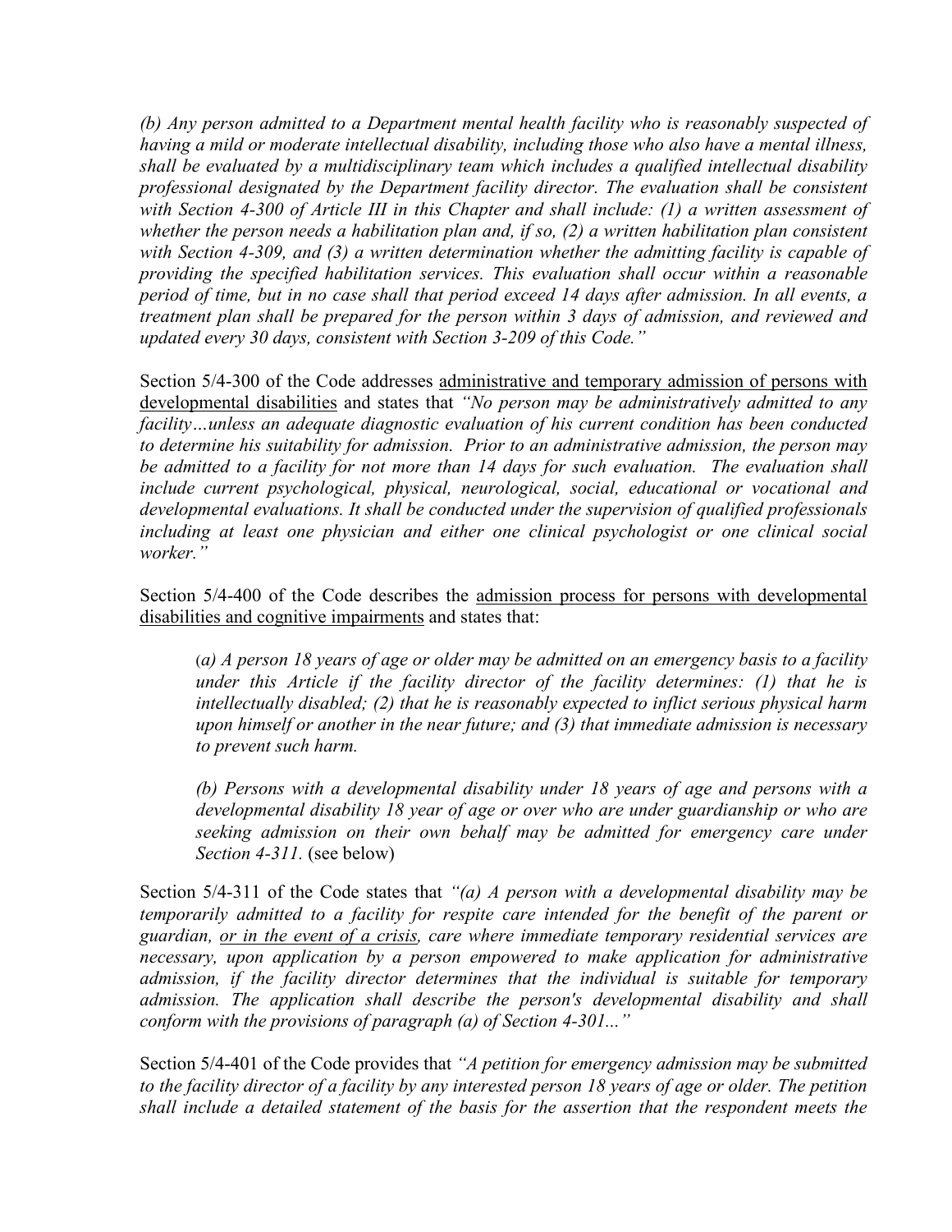*(b) Any person admitted to a Department mental health facility who is reasonably suspected of having a mild or moderate intellectual disability, including those who also have a mental illness, shall be evaluated by a multidisciplinary team which includes a qualified intellectual disability professional designated by the Department facility director. The evaluation shall be consistent with Section 4-300 of Article III in this Chapter and shall include: (1) a written assessment of whether the person needs a habilitation plan and, if so, (2) a written habilitation plan consistent with Section 4-309, and (3) a written determination whether the admitting facility is capable of providing the specified habilitation services. This evaluation shall occur within a reasonable period of time, but in no case shall that period exceed 14 days after admission. In all events, a treatment plan shall be prepared for the person within 3 days of admission, and reviewed and updated every 30 days, consistent with Section 3-209 of this Code."*

Section 5/4-300 of the Code addresses <u>administrative and temporary admission of persons with developmental disabilities</u> and states that *"No person may be administratively admitted to any facility…unless an adequate diagnostic evaluation of his current condition has been conducted to determine his suitability for admission. Prior to an administrative admission, the person may be admitted to a facility for not more than 14 days for such evaluation. The evaluation shall include current psychological, physical, neurological, social, educational or vocational and developmental evaluations. It shall be conducted under the supervision of qualified professionals including at least one physician and either one clinical psychologist or one clinical social worker."*

Section 5/4-400 of the Code describes the <u>admission process for persons with developmental disabilities and cognitive impairments</u> and states that:

> *(a) A person 18 years of age or older may be admitted on an emergency basis to a facility under this Article if the facility director of the facility determines: (1) that he is intellectually disabled; (2) that he is reasonably expected to inflict serious physical harm upon himself or another in the near future; and (3) that immediate admission is necessary to prevent such harm.*
>
> *(b) Persons with a developmental disability under 18 years of age and persons with a developmental disability 18 year of age or over who are under guardianship or who are seeking admission on their own behalf may be admitted for emergency care under Section 4-311.* (see below)

Section 5/4-311 of the Code states that *"(a) A person with a developmental disability may be temporarily admitted to a facility for respite care intended for the benefit of the parent or guardian, <u>or in the event of a crisis</u>, care where immediate temporary residential services are necessary, upon application by a person empowered to make application for administrative admission, if the facility director determines that the individual is suitable for temporary admission. The application shall describe the person's developmental disability and shall conform with the provisions of paragraph (a) of Section 4-301…"*

Section 5/4-401 of the Code provides that *"A petition for emergency admission may be submitted to the facility director of a facility by any interested person 18 years of age or older. The petition shall include a detailed statement of the basis for the assertion that the respondent meets the*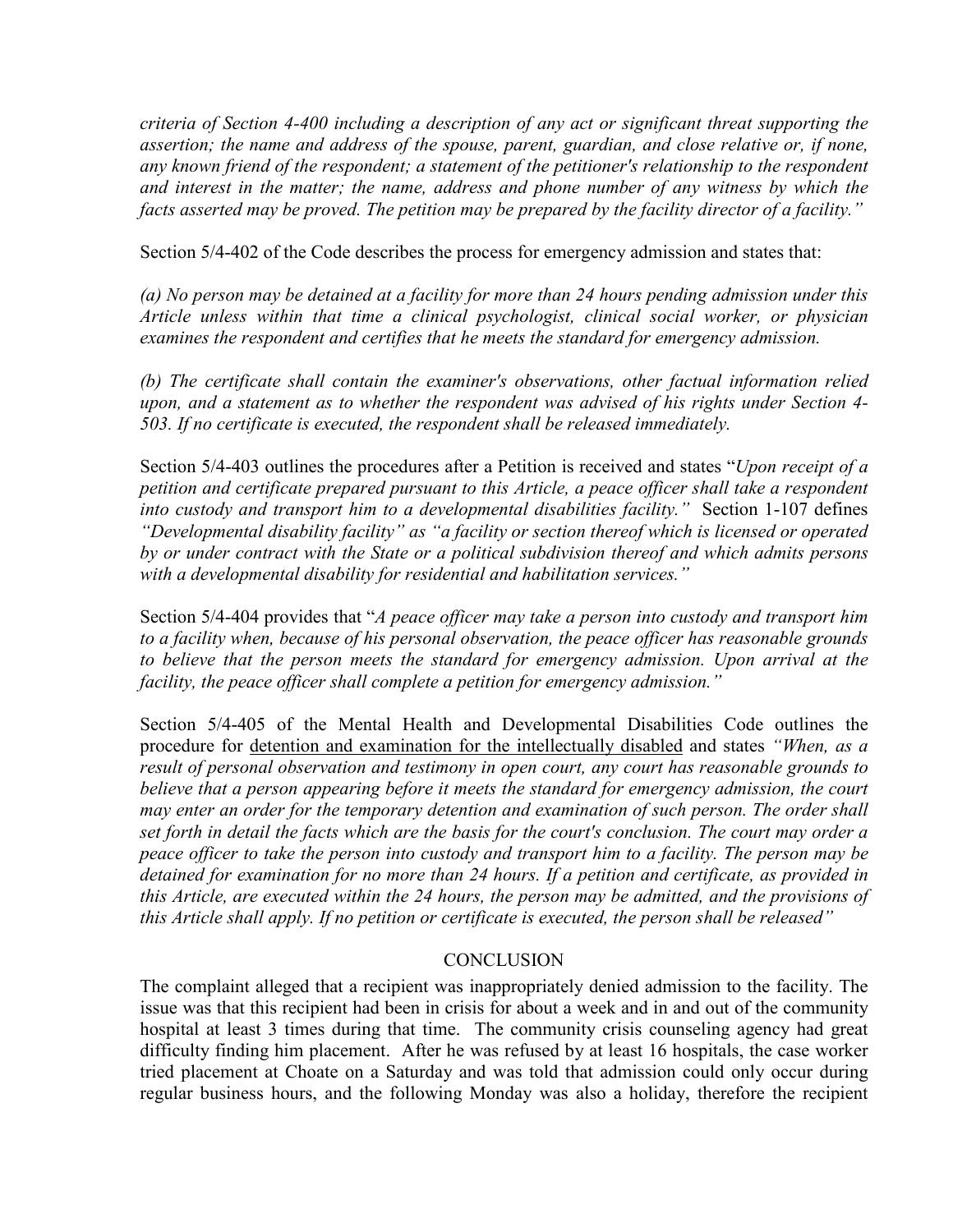*criteria of Section 4-400 including a description of any act or significant threat supporting the assertion; the name and address of the spouse, parent, guardian, and close relative or, if none, any known friend of the respondent; a statement of the petitioner's relationship to the respondent and interest in the matter; the name, address and phone number of any witness by which the facts asserted may be proved. The petition may be prepared by the facility director of a facility."*

Section 5/4-402 of the Code describes the process for emergency admission and states that:

*(a) No person may be detained at a facility for more than 24 hours pending admission under this Article unless within that time a clinical psychologist, clinical social worker, or physician examines the respondent and certifies that he meets the standard for emergency admission.*

*(b) The certificate shall contain the examiner's observations, other factual information relied upon, and a statement as to whether the respondent was advised of his rights under Section 4-503. If no certificate is executed, the respondent shall be released immediately.*

Section 5/4-403 outlines the procedures after a Petition is received and states "*Upon receipt of a petition and certificate prepared pursuant to this Article, a peace officer shall take a respondent into custody and transport him to a developmental disabilities facility."* Section 1-107 defines *"Developmental disability facility" as "a facility or section thereof which is licensed or operated by or under contract with the State or a political subdivision thereof and which admits persons with a developmental disability for residential and habilitation services."*

Section 5/4-404 provides that "*A peace officer may take a person into custody and transport him to a facility when, because of his personal observation, the peace officer has reasonable grounds to believe that the person meets the standard for emergency admission. Upon arrival at the facility, the peace officer shall complete a petition for emergency admission."*

Section 5/4-405 of the Mental Health and Developmental Disabilities Code outlines the procedure for <u>detention and examination for the intellectually disabled</u> and states *"When, as a result of personal observation and testimony in open court, any court has reasonable grounds to believe that a person appearing before it meets the standard for emergency admission, the court may enter an order for the temporary detention and examination of such person. The order shall set forth in detail the facts which are the basis for the court's conclusion. The court may order a peace officer to take the person into custody and transport him to a facility. The person may be detained for examination for no more than 24 hours. If a petition and certificate, as provided in this Article, are executed within the 24 hours, the person may be admitted, and the provisions of this Article shall apply. If no petition or certificate is executed, the person shall be released"*

## CONCLUSION

The complaint alleged that a recipient was inappropriately denied admission to the facility. The issue was that this recipient had been in crisis for about a week and in and out of the community hospital at least 3 times during that time. The community crisis counseling agency had great difficulty finding him placement. After he was refused by at least 16 hospitals, the case worker tried placement at Choate on a Saturday and was told that admission could only occur during regular business hours, and the following Monday was also a holiday, therefore the recipient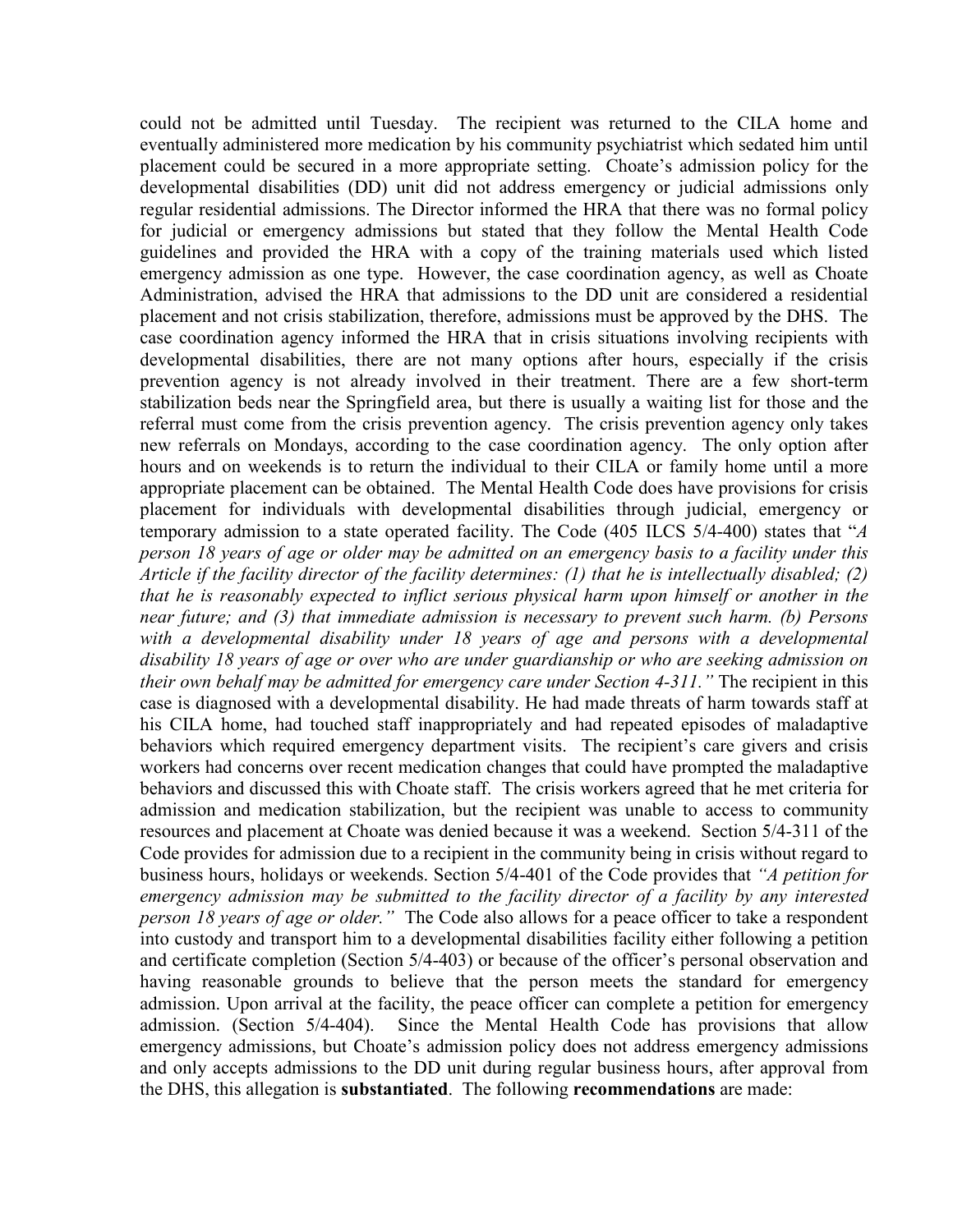could not be admitted until Tuesday. The recipient was returned to the CILA home and eventually administered more medication by his community psychiatrist which sedated him until placement could be secured in a more appropriate setting. Choate's admission policy for the developmental disabilities (DD) unit did not address emergency or judicial admissions only regular residential admissions. The Director informed the HRA that there was no formal policy for judicial or emergency admissions but stated that they follow the Mental Health Code guidelines and provided the HRA with a copy of the training materials used which listed emergency admission as one type. However, the case coordination agency, as well as Choate Administration, advised the HRA that admissions to the DD unit are considered a residential placement and not crisis stabilization, therefore, admissions must be approved by the DHS. The case coordination agency informed the HRA that in crisis situations involving recipients with developmental disabilities, there are not many options after hours, especially if the crisis prevention agency is not already involved in their treatment. There are a few short-term stabilization beds near the Springfield area, but there is usually a waiting list for those and the referral must come from the crisis prevention agency. The crisis prevention agency only takes new referrals on Mondays, according to the case coordination agency. The only option after hours and on weekends is to return the individual to their CILA or family home until a more appropriate placement can be obtained. The Mental Health Code does have provisions for crisis placement for individuals with developmental disabilities through judicial, emergency or temporary admission to a state operated facility. The Code (405 ILCS 5/4-400) states that "*A person 18 years of age or older may be admitted on an emergency basis to a facility under this Article if the facility director of the facility determines: (1) that he is intellectually disabled; (2) that he is reasonably expected to inflict serious physical harm upon himself or another in the near future; and (3) that immediate admission is necessary to prevent such harm. (b) Persons with a developmental disability under 18 years of age and persons with a developmental disability 18 years of age or over who are under guardianship or who are seeking admission on their own behalf may be admitted for emergency care under Section 4-311.*" The recipient in this case is diagnosed with a developmental disability. He had made threats of harm towards staff at his CILA home, had touched staff inappropriately and had repeated episodes of maladaptive behaviors which required emergency department visits. The recipient's care givers and crisis workers had concerns over recent medication changes that could have prompted the maladaptive behaviors and discussed this with Choate staff. The crisis workers agreed that he met criteria for admission and medication stabilization, but the recipient was unable to access to community resources and placement at Choate was denied because it was a weekend. Section 5/4-311 of the Code provides for admission due to a recipient in the community being in crisis without regard to business hours, holidays or weekends. Section 5/4-401 of the Code provides that *"A petition for emergency admission may be submitted to the facility director of a facility by any interested person 18 years of age or older."* The Code also allows for a peace officer to take a respondent into custody and transport him to a developmental disabilities facility either following a petition and certificate completion (Section 5/4-403) or because of the officer's personal observation and having reasonable grounds to believe that the person meets the standard for emergency admission. Upon arrival at the facility, the peace officer can complete a petition for emergency admission. (Section 5/4-404). Since the Mental Health Code has provisions that allow emergency admissions, but Choate's admission policy does not address emergency admissions and only accepts admissions to the DD unit during regular business hours, after approval from the DHS, this allegation is **substantiated**. The following **recommendations** are made: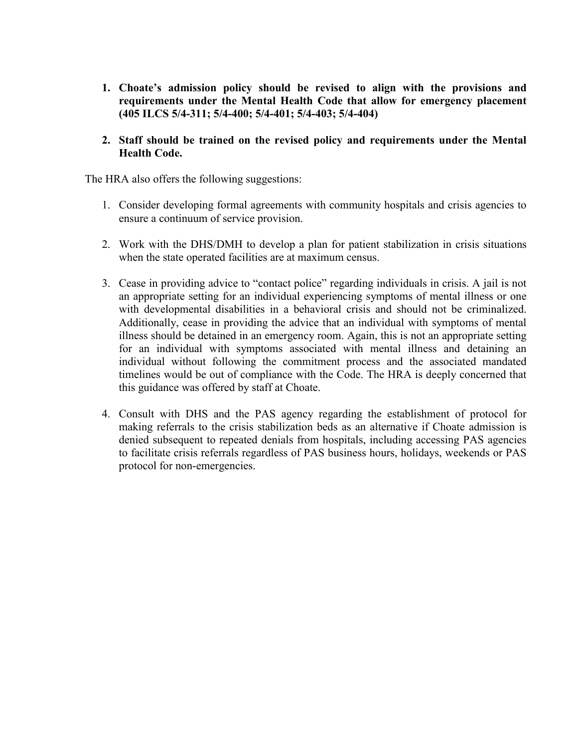1. **Choate's admission policy should be revised to align with the provisions and requirements under the Mental Health Code that allow for emergency placement (405 ILCS 5/4-311; 5/4-400; 5/4-401; 5/4-403; 5/4-404)**

2. **Staff should be trained on the revised policy and requirements under the Mental Health Code.**

The HRA also offers the following suggestions:

1. Consider developing formal agreements with community hospitals and crisis agencies to ensure a continuum of service provision.

2. Work with the DHS/DMH to develop a plan for patient stabilization in crisis situations when the state operated facilities are at maximum census.

3. Cease in providing advice to "contact police" regarding individuals in crisis. A jail is not an appropriate setting for an individual experiencing symptoms of mental illness or one with developmental disabilities in a behavioral crisis and should not be criminalized. Additionally, cease in providing the advice that an individual with symptoms of mental illness should be detained in an emergency room. Again, this is not an appropriate setting for an individual with symptoms associated with mental illness and detaining an individual without following the commitment process and the associated mandated timelines would be out of compliance with the Code. The HRA is deeply concerned that this guidance was offered by staff at Choate.

4. Consult with DHS and the PAS agency regarding the establishment of protocol for making referrals to the crisis stabilization beds as an alternative if Choate admission is denied subsequent to repeated denials from hospitals, including accessing PAS agencies to facilitate crisis referrals regardless of PAS business hours, holidays, weekends or PAS protocol for non-emergencies.